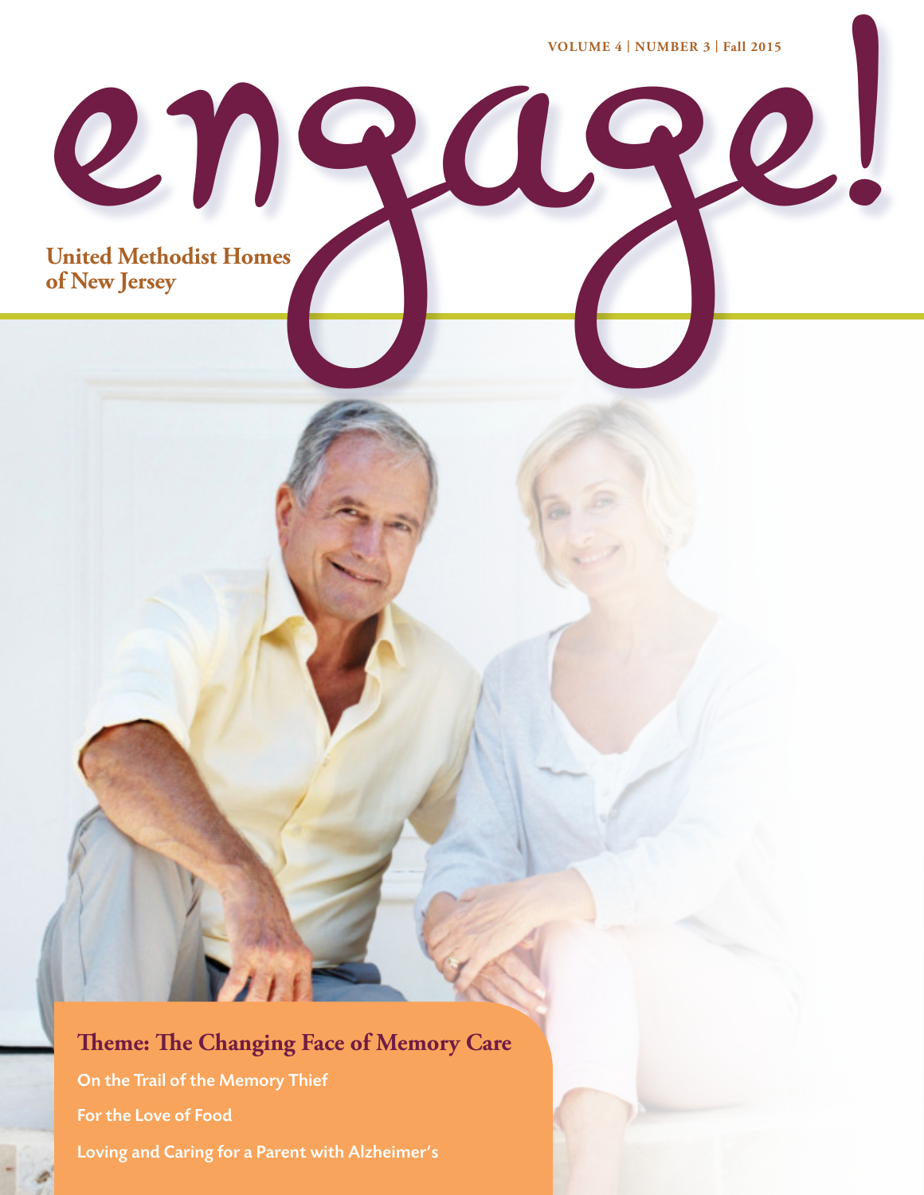# engage!

VOLUME 4 | NUMBER 3 | Fall 2015

**United Methodist Homes of New Jersey**

## Theme: The Changing Face of Memory Care

On the Trail of the Memory Thief

For the Love of Food

Loving and Caring for a Parent with Alzheimer's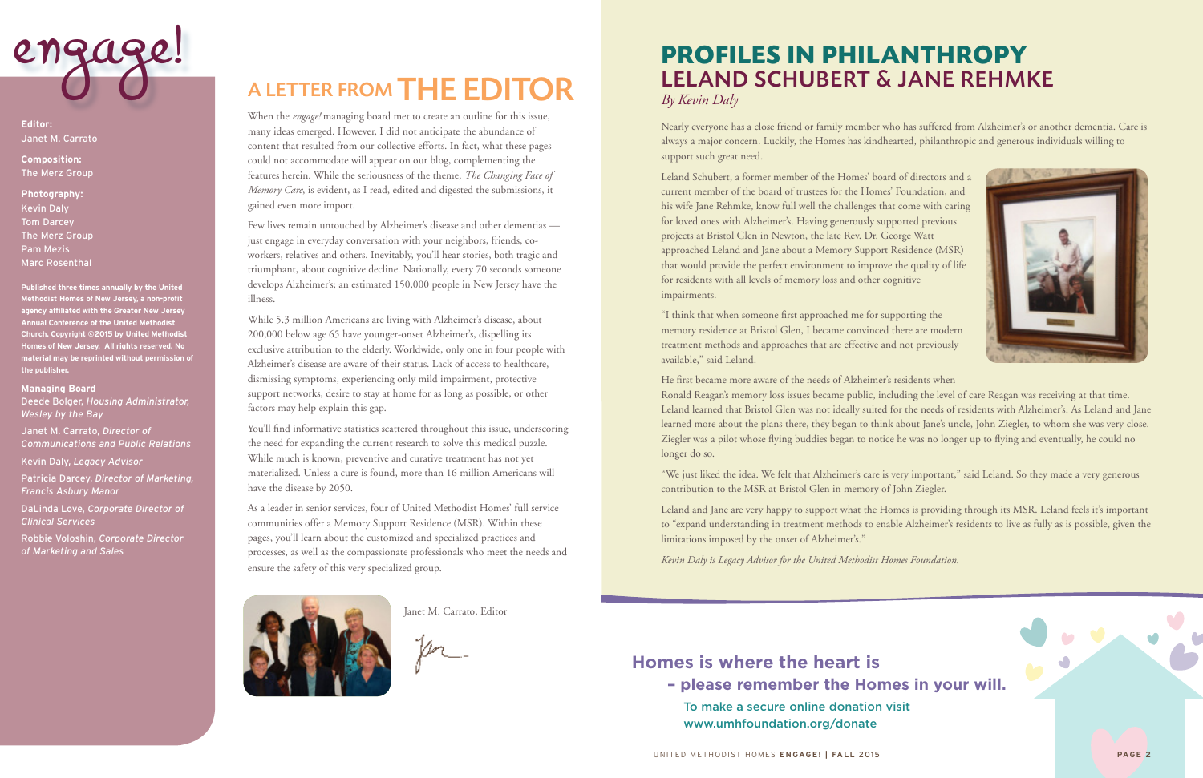# engage!

**Editor:**
Janet M. Carrato

**Composition:**
The Merz Group

**Photography:**
Kevin Daly
Tom Darcey
The Merz Group
Pam Mezis
Marc Rosenthal

**Published three times annually by the United Methodist Homes of New Jersey, a non-profit agency affiliated with the Greater New Jersey Annual Conference of the United Methodist Church. Copyright ©2015 by United Methodist Homes of New Jersey. All rights reserved. No material may be reprinted without permission of the publisher.**

**Managing Board**
Deede Bolger, *Housing Administrator, Wesley by the Bay*

Janet M. Carrato, *Director of Communications and Public Relations*

Kevin Daly, *Legacy Advisor*

Patricia Darcey, *Director of Marketing, Francis Asbury Manor*

DaLinda Love, *Corporate Director of Clinical Services*

Robbie Voloshin, *Corporate Director of Marketing and Sales*

## A LETTER FROM THE EDITOR

When the *engage!* managing board met to create an outline for this issue, many ideas emerged. However, I did not anticipate the abundance of content that resulted from our collective efforts. In fact, what these pages could not accommodate will appear on our blog, complementing the features herein. While the seriousness of the theme, *The Changing Face of Memory Care*, is evident, as I read, edited and digested the submissions, it gained even more import.

Few lives remain untouched by Alzheimer's disease and other dementias — just engage in everyday conversation with your neighbors, friends, co-workers, relatives and others. Inevitably, you'll hear stories, both tragic and triumphant, about cognitive decline. Nationally, every 70 seconds someone develops Alzheimer's; an estimated 150,000 people in New Jersey have the illness.

While 5.3 million Americans are living with Alzheimer's disease, about 200,000 below age 65 have younger-onset Alzheimer's, dispelling its exclusive attribution to the elderly. Worldwide, only one in four people with Alzheimer's disease are aware of their status. Lack of access to healthcare, dismissing symptoms, experiencing only mild impairment, protective support networks, desire to stay at home for as long as possible, or other factors may help explain this gap.

You'll find informative statistics scattered throughout this issue, underscoring the need for expanding the current research to solve this medical puzzle. While much is known, preventive and curative treatment has not yet materialized. Unless a cure is found, more than 16 million Americans will have the disease by 2050.

As a leader in senior services, four of United Methodist Homes' full service communities offer a Memory Support Residence (MSR). Within these pages, you'll learn about the customized and specialized practices and processes, as well as the compassionate professionals who meet the needs and ensure the safety of this very specialized group.

Janet M. Carrato, Editor

## PROFILES IN PHILANTHROPY
## LELAND SCHUBERT & JANE REHMKE

*By Kevin Daly*

Nearly everyone has a close friend or family member who has suffered from Alzheimer's or another dementia. Care is always a major concern. Luckily, the Homes has kindhearted, philanthropic and generous individuals willing to support such great need.

Leland Schubert, a former member of the Homes' board of directors and a current member of the board of trustees for the Homes' Foundation, and his wife Jane Rehmke, know full well the challenges that come with caring for loved ones with Alzheimer's. Having generously supported previous projects at Bristol Glen in Newton, the late Rev. Dr. George Watt approached Leland and Jane about a Memory Support Residence (MSR) that would provide the perfect environment to improve the quality of life for residents with all levels of memory loss and other cognitive impairments.

"I think that when someone first approached me for supporting the memory residence at Bristol Glen, I became convinced there are modern treatment methods and approaches that are effective and not previously available," said Leland.

He first became more aware of the needs of Alzheimer's residents when Ronald Reagan's memory loss issues became public, including the level of care Reagan was receiving at that time. Leland learned that Bristol Glen was not ideally suited for the needs of residents with Alzheimer's. As Leland and Jane learned more about the plans there, they began to think about Jane's uncle, John Ziegler, to whom she was very close. Ziegler was a pilot whose flying buddies began to notice he was no longer up to flying and eventually, he could no longer do so.

"We just liked the idea. We felt that Alzheimer's care is very important," said Leland. So they made a very generous contribution to the MSR at Bristol Glen in memory of John Ziegler.

Leland and Jane are very happy to support what the Homes is providing through its MSR. Leland feels it's important to "expand understanding in treatment methods to enable Alzheimer's residents to live as fully as is possible, given the limitations imposed by the onset of Alzheimer's."

*Kevin Daly is Legacy Advisor for the United Methodist Homes Foundation.*

**Homes is where the heart is – please remember the Homes in your will.**

To make a secure online donation visit www.umhfoundation.org/donate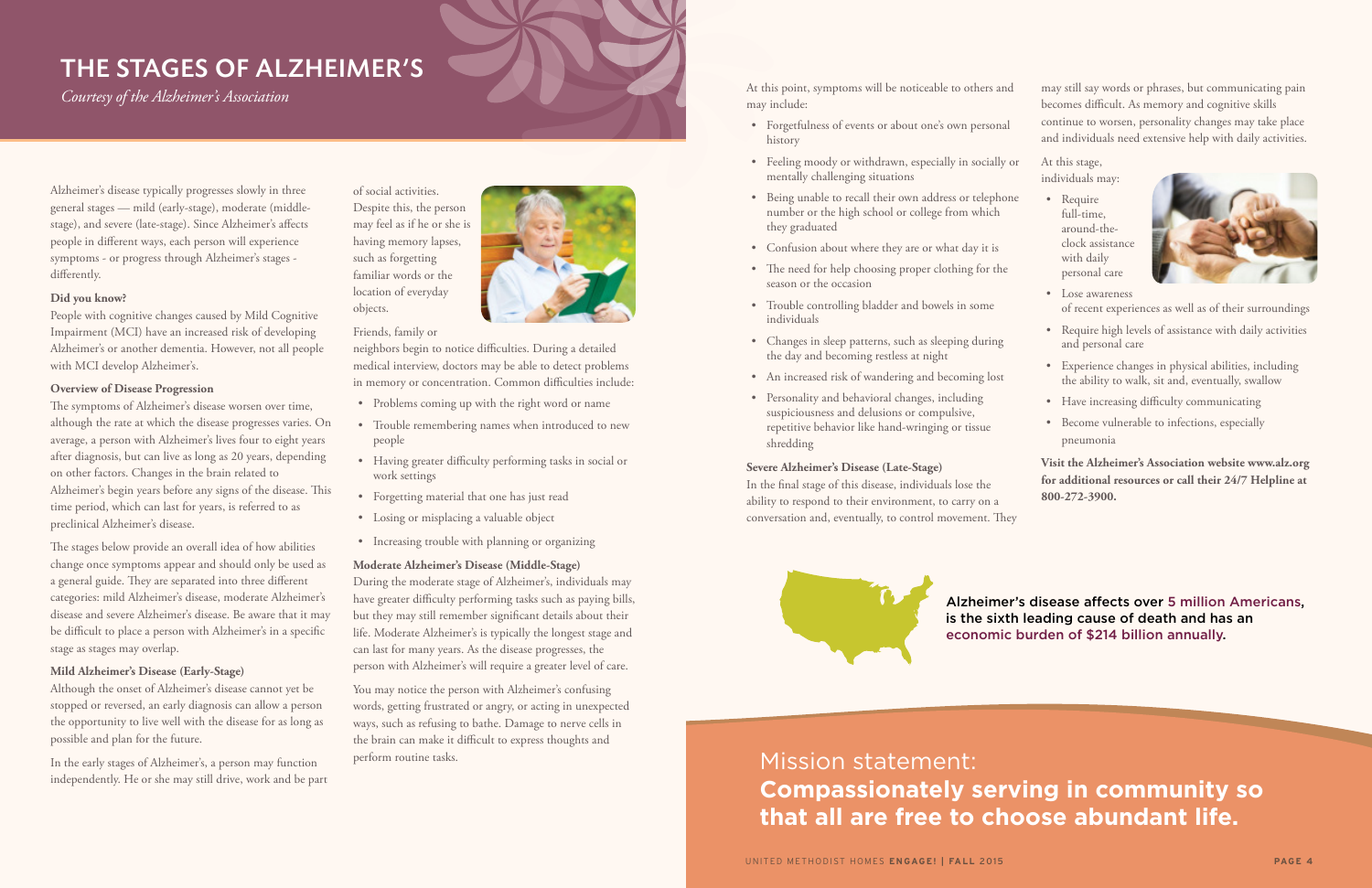# THE STAGES OF ALZHEIMER'S

*Courtesy of the Alzheimer's Association*

Alzheimer's disease typically progresses slowly in three general stages — mild (early-stage), moderate (middle-stage), and severe (late-stage). Since Alzheimer's affects people in different ways, each person will experience symptoms - or progress through Alzheimer's stages - differently.

**Did you know?**

People with cognitive changes caused by Mild Cognitive Impairment (MCI) have an increased risk of developing Alzheimer's or another dementia. However, not all people with MCI develop Alzheimer's.

**Overview of Disease Progression**

The symptoms of Alzheimer's disease worsen over time, although the rate at which the disease progresses varies. On average, a person with Alzheimer's lives four to eight years after diagnosis, but can live as long as 20 years, depending on other factors. Changes in the brain related to Alzheimer's begin years before any signs of the disease. This time period, which can last for years, is referred to as preclinical Alzheimer's disease.

The stages below provide an overall idea of how abilities change once symptoms appear and should only be used as a general guide. They are separated into three different categories: mild Alzheimer's disease, moderate Alzheimer's disease and severe Alzheimer's disease. Be aware that it may be difficult to place a person with Alzheimer's in a specific stage as stages may overlap.

**Mild Alzheimer's Disease (Early-Stage)**

Although the onset of Alzheimer's disease cannot yet be stopped or reversed, an early diagnosis can allow a person the opportunity to live well with the disease for as long as possible and plan for the future.

In the early stages of Alzheimer's, a person may function independently. He or she may still drive, work and be part of social activities. Despite this, the person may feel as if he or she is having memory lapses, such as forgetting familiar words or the location of everyday objects.

Friends, family or neighbors begin to notice difficulties. During a detailed medical interview, doctors may be able to detect problems in memory or concentration. Common difficulties include:

- Problems coming up with the right word or name
- Trouble remembering names when introduced to new people
- Having greater difficulty performing tasks in social or work settings
- Forgetting material that one has just read
- Losing or misplacing a valuable object
- Increasing trouble with planning or organizing

**Moderate Alzheimer's Disease (Middle-Stage)**

During the moderate stage of Alzheimer's, individuals may have greater difficulty performing tasks such as paying bills, but they may still remember significant details about their life. Moderate Alzheimer's is typically the longest stage and can last for many years. As the disease progresses, the person with Alzheimer's will require a greater level of care.

You may notice the person with Alzheimer's confusing words, getting frustrated or angry, or acting in unexpected ways, such as refusing to bathe. Damage to nerve cells in the brain can make it difficult to express thoughts and perform routine tasks.

At this point, symptoms will be noticeable to others and may include:

- Forgetfulness of events or about one's own personal history
- Feeling moody or withdrawn, especially in socially or mentally challenging situations
- Being unable to recall their own address or telephone number or the high school or college from which they graduated
- Confusion about where they are or what day it is
- The need for help choosing proper clothing for the season or the occasion
- Trouble controlling bladder and bowels in some individuals
- Changes in sleep patterns, such as sleeping during the day and becoming restless at night
- An increased risk of wandering and becoming lost
- Personality and behavioral changes, including suspiciousness and delusions or compulsive, repetitive behavior like hand-wringing or tissue shredding

**Severe Alzheimer's Disease (Late-Stage)**

In the final stage of this disease, individuals lose the ability to respond to their environment, to carry on a conversation and, eventually, to control movement. They may still say words or phrases, but communicating pain becomes difficult. As memory and cognitive skills continue to worsen, personality changes may take place and individuals need extensive help with daily activities.

At this stage, individuals may:

- Require full-time, around-the-clock assistance with daily personal care
- Lose awareness of recent experiences as well as of their surroundings
- Require high levels of assistance with daily activities and personal care
- Experience changes in physical abilities, including the ability to walk, sit and, eventually, swallow
- Have increasing difficulty communicating
- Become vulnerable to infections, especially pneumonia

**Visit the Alzheimer's Association website www.alz.org for additional resources or call their 24/7 Helpline at 800-272-3900.**

Alzheimer's disease affects over 5 million Americans, is the sixth leading cause of death and has an economic burden of $214 billion annually.

Mission statement:
**Compassionately serving in community so that all are free to choose abundant life.**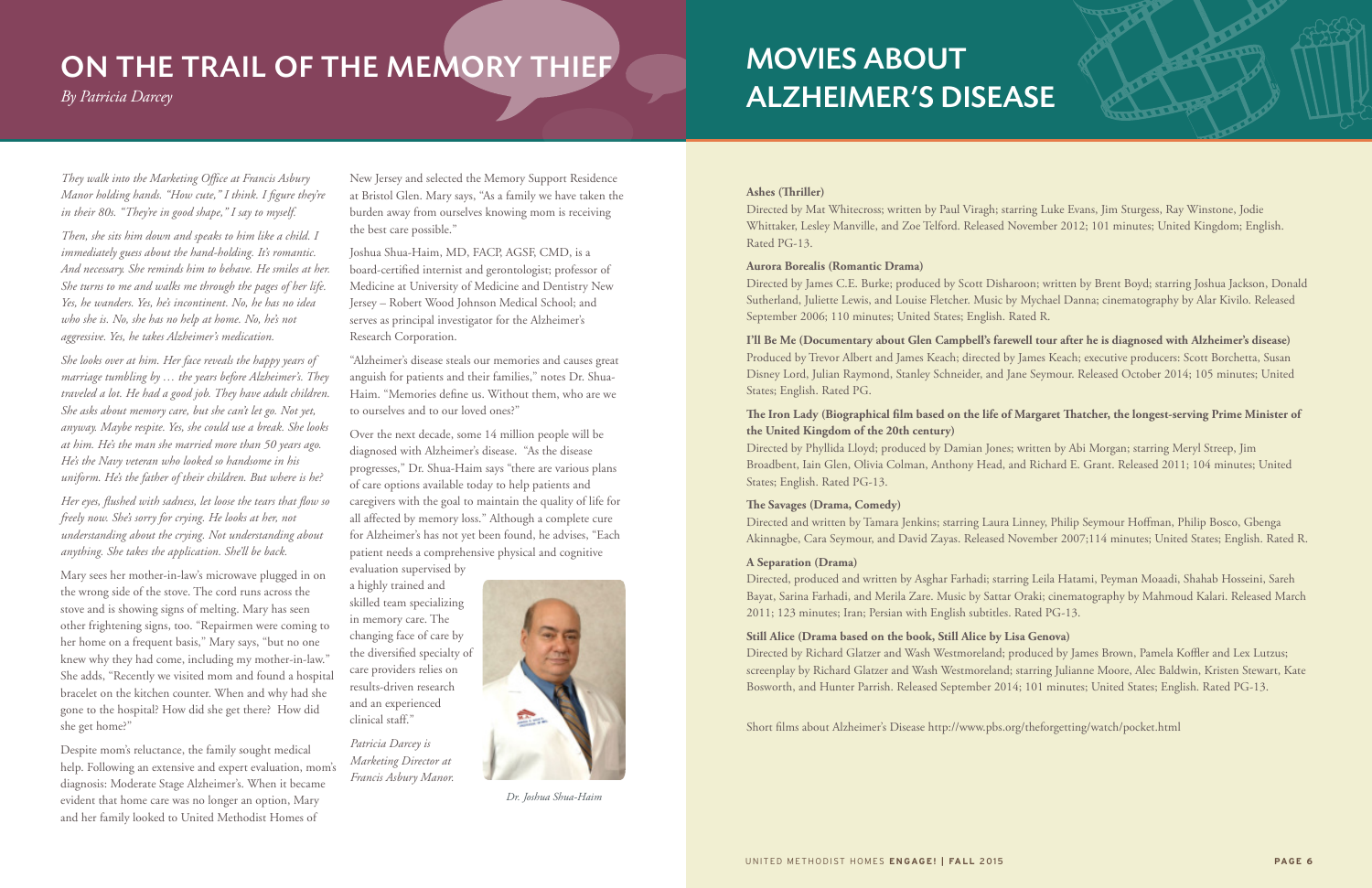# ON THE TRAIL OF THE MEMORY THIEF

*By Patricia Darcey*

*They walk into the Marketing Office at Francis Asbury Manor holding hands. "How cute," I think. I figure they're in their 80s. "They're in good shape," I say to myself.*

*Then, she sits him down and speaks to him like a child. I immediately guess about the hand-holding. It's romantic. And necessary. She reminds him to behave. He smiles at her. She turns to me and walks me through the pages of her life. Yes, he wanders. Yes, he's incontinent. No, he has no idea who she is. No, she has no help at home. No, he's not aggressive. Yes, he takes Alzheimer's medication.*

*She looks over at him. Her face reveals the happy years of marriage tumbling by … the years before Alzheimer's. They traveled a lot. He had a good job. They have adult children. She asks about memory care, but she can't let go. Not yet, anyway. Maybe respite. Yes, she could use a break. She looks at him. He's the man she married more than 50 years ago. He's the Navy veteran who looked so handsome in his uniform. He's the father of their children. But where is he?*

*Her eyes, flushed with sadness, let loose the tears that flow so freely now. She's sorry for crying. He looks at her, not understanding about the crying. Not understanding about anything. She takes the application. She'll be back.*

Mary sees her mother-in-law's microwave plugged in on the wrong side of the stove. The cord runs across the stove and is showing signs of melting. Mary has seen other frightening signs, too. "Repairmen were coming to her home on a frequent basis," Mary says, "but no one knew why they had come, including my mother-in-law." She adds, "Recently we visited mom and found a hospital bracelet on the kitchen counter. When and why had she gone to the hospital? How did she get there? How did she get home?"

Despite mom's reluctance, the family sought medical help. Following an extensive and expert evaluation, mom's diagnosis: Moderate Stage Alzheimer's. When it became evident that home care was no longer an option, Mary and her family looked to United Methodist Homes of New Jersey and selected the Memory Support Residence at Bristol Glen. Mary says, "As a family we have taken the burden away from ourselves knowing mom is receiving the best care possible."

Joshua Shua-Haim, MD, FACP, AGSF, CMD, is a board-certified internist and gerontologist; professor of Medicine at University of Medicine and Dentistry New Jersey – Robert Wood Johnson Medical School; and serves as principal investigator for the Alzheimer's Research Corporation.

"Alzheimer's disease steals our memories and causes great anguish for patients and their families," notes Dr. Shua-Haim. "Memories define us. Without them, who are we to ourselves and to our loved ones?"

Over the next decade, some 14 million people will be diagnosed with Alzheimer's disease. "As the disease progresses," Dr. Shua-Haim says "there are various plans of care options available today to help patients and caregivers with the goal to maintain the quality of life for all affected by memory loss." Although a complete cure for Alzheimer's has not yet been found, he advises, "Each patient needs a comprehensive physical and cognitive evaluation supervised by a highly trained and skilled team specializing in memory care. The changing face of care by the diversified specialty of care providers relies on results-driven research and an experienced clinical staff."

*Patricia Darcey is Marketing Director at Francis Asbury Manor.*

*Dr. Joshua Shua-Haim*

# MOVIES ABOUT ALZHEIMER'S DISEASE

**Ashes (Thriller)**

Directed by Mat Whitecross; written by Paul Viragh; starring Luke Evans, Jim Sturgess, Ray Winstone, Jodie Whittaker, Lesley Manville, and Zoe Telford. Released November 2012; 101 minutes; United Kingdom; English. Rated PG-13.

**Aurora Borealis (Romantic Drama)**

Directed by James C.E. Burke; produced by Scott Disharoon; written by Brent Boyd; starring Joshua Jackson, Donald Sutherland, Juliette Lewis, and Louise Fletcher. Music by Mychael Danna; cinematography by Alar Kivilo. Released September 2006; 110 minutes; United States; English. Rated R.

**I'll Be Me (Documentary about Glen Campbell's farewell tour after he is diagnosed with Alzheimer's disease)**

Produced by Trevor Albert and James Keach; directed by James Keach; executive producers: Scott Borchetta, Susan Disney Lord, Julian Raymond, Stanley Schneider, and Jane Seymour. Released October 2014; 105 minutes; United States; English. Rated PG.

**The Iron Lady (Biographical film based on the life of Margaret Thatcher, the longest-serving Prime Minister of the United Kingdom of the 20th century)**

Directed by Phyllida Lloyd; produced by Damian Jones; written by Abi Morgan; starring Meryl Streep, Jim Broadbent, Iain Glen, Olivia Colman, Anthony Head, and Richard E. Grant. Released 2011; 104 minutes; United States; English. Rated PG-13.

**The Savages (Drama, Comedy)**

Directed and written by Tamara Jenkins; starring Laura Linney, Philip Seymour Hoffman, Philip Bosco, Gbenga Akinnagbe, Cara Seymour, and David Zayas. Released November 2007;114 minutes; United States; English. Rated R.

**A Separation (Drama)**

Directed, produced and written by Asghar Farhadi; starring Leila Hatami, Peyman Moaadi, Shahab Hosseini, Sareh Bayat, Sarina Farhadi, and Merila Zare. Music by Sattar Oraki; cinematography by Mahmoud Kalari. Released March 2011; 123 minutes; Iran; Persian with English subtitles. Rated PG-13.

**Still Alice (Drama based on the book, Still Alice by Lisa Genova)**

Directed by Richard Glatzer and Wash Westmoreland; produced by James Brown, Pamela Koffler and Lex Lutzus; screenplay by Richard Glatzer and Wash Westmoreland; starring Julianne Moore, Alec Baldwin, Kristen Stewart, Kate Bosworth, and Hunter Parrish. Released September 2014; 101 minutes; United States; English. Rated PG-13.

Short films about Alzheimer's Disease http://www.pbs.org/theforgetting/watch/pocket.html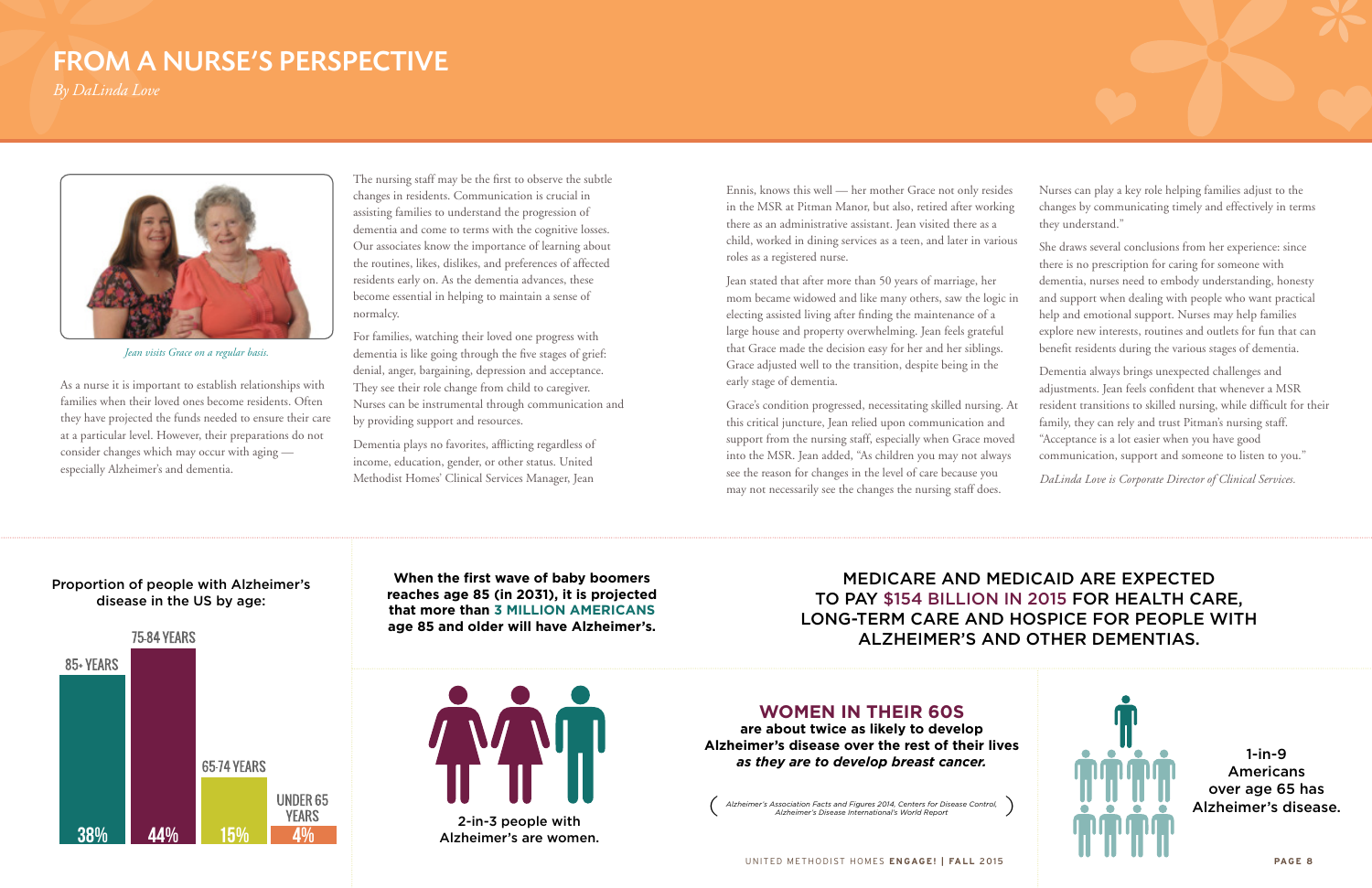# FROM A NURSE'S PERSPECTIVE

*By DaLinda Love*

*Jean visits Grace on a regular basis.*

As a nurse it is important to establish relationships with families when their loved ones become residents. Often they have projected the funds needed to ensure their care at a particular level. However, their preparations do not consider changes which may occur with aging — especially Alzheimer's and dementia.

The nursing staff may be the first to observe the subtle changes in residents. Communication is crucial in assisting families to understand the progression of dementia and come to terms with the cognitive losses. Our associates know the importance of learning about the routines, likes, dislikes, and preferences of affected residents early on. As the dementia advances, these become essential in helping to maintain a sense of normalcy.

For families, watching their loved one progress with dementia is like going through the five stages of grief: denial, anger, bargaining, depression and acceptance. They see their role change from child to caregiver. Nurses can be instrumental through communication and by providing support and resources.

Dementia plays no favorites, afflicting regardless of income, education, gender, or other status. United Methodist Homes' Clinical Services Manager, Jean Ennis, knows this well — her mother Grace not only resides in the MSR at Pitman Manor, but also, retired after working there as an administrative assistant. Jean visited there as a child, worked in dining services as a teen, and later in various roles as a registered nurse.

Jean stated that after more than 50 years of marriage, her mom became widowed and like many others, saw the logic in electing assisted living after finding the maintenance of a large house and property overwhelming. Jean feels grateful that Grace made the decision easy for her and her siblings. Grace adjusted well to the transition, despite being in the early stage of dementia.

Grace's condition progressed, necessitating skilled nursing. At this critical juncture, Jean relied upon communication and support from the nursing staff, especially when Grace moved into the MSR. Jean added, "As children you may not always see the reason for changes in the level of care because you may not necessarily see the changes the nursing staff does. Nurses can play a key role helping families adjust to the changes by communicating timely and effectively in terms they understand."

She draws several conclusions from her experience: since there is no prescription for caring for someone with dementia, nurses need to embody understanding, honesty and support when dealing with people who want practical help and emotional support. Nurses may help families explore new interests, routines and outlets for fun that can benefit residents during the various stages of dementia.

Dementia always brings unexpected challenges and adjustments. Jean feels confident that whenever a MSR resident transitions to skilled nursing, while difficult for their family, they can rely and trust Pitman's nursing staff. "Acceptance is a lot easier when you have good communication, support and someone to listen to you."

*DaLinda Love is Corporate Director of Clinical Services.*

---

**Proportion of people with Alzheimer's disease in the US by age:**

| Age group | Percentage |
|---|---|
| 85+ YEARS | 38% |
| 75-84 YEARS | 44% |
| 65-74 YEARS | 15% |
| UNDER 65 YEARS | 4% |

**When the first wave of baby boomers reaches age 85 (in 2031), it is projected that more than 3 MILLION AMERICANS age 85 and older will have Alzheimer's.**

2-in-3 people with Alzheimer's are women.

MEDICARE AND MEDICAID ARE EXPECTED TO PAY $154 BILLION IN 2015 FOR HEALTH CARE, LONG-TERM CARE AND HOSPICE FOR PEOPLE WITH ALZHEIMER'S AND OTHER DEMENTIAS.

**WOMEN IN THEIR 60S**
**are about twice as likely to develop Alzheimer's disease over the rest of their lives *as they are to develop breast cancer.***

1-in-9 Americans over age 65 has Alzheimer's disease.

(*Alzheimer's Association Facts and Figures 2014, Centers for Disease Control, Alzheimer's Disease International's World Report*)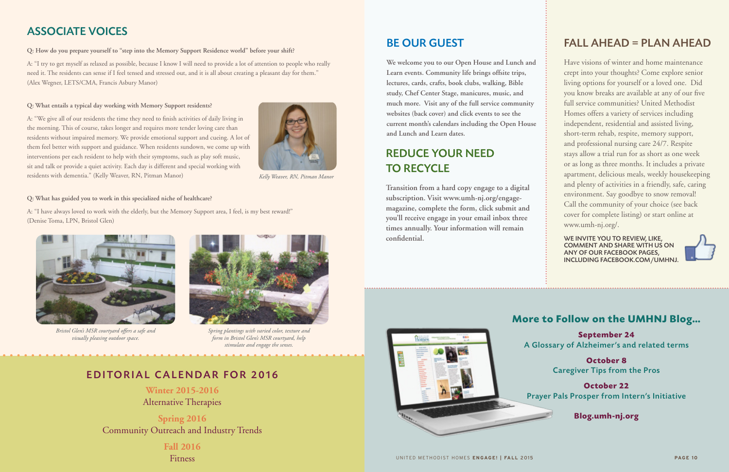## ASSOCIATE VOICES

**Q: How do you prepare yourself to "step into the Memory Support Residence world" before your shift?**

A: "I try to get myself as relaxed as possible, because I know I will need to provide a lot of attention to people who really need it. The residents can sense if I feel tensed and stressed out, and it is all about creating a pleasant day for them." (Alex Wegner, LETS/CMA, Francis Asbury Manor)

**Q: What entails a typical day working with Memory Support residents?**

A: "We give all of our residents the time they need to finish activities of daily living in the morning. This of course, takes longer and requires more tender loving care than residents without impaired memory. We provide emotional support and cueing. A lot of them feel better with support and guidance. When residents sundown, we come up with interventions per each resident to help with their symptoms, such as play soft music, sit and talk or provide a quiet activity. Each day is different and special working with residents with dementia." (Kelly Weaver, RN, Pitman Manor)

*Kelly Weaver, RN, Pitman Manor*

**Q: What has guided you to work in this specialized niche of healthcare?**

A: "I have always loved to work with the elderly, but the Memory Support area, I feel, is my best reward!" (Denise Toma, LPN, Bristol Glen)

*Bristol Glen's MSR courtyard offers a safe and visually pleasing outdoor space.*

*Spring plantings with varied color, texture and form in Bristol Glen's MSR courtyard, help stimulate and engage the senses.*

## EDITORIAL CALENDAR FOR 2016

**Winter 2015-2016**
Alternative Therapies

**Spring 2016**
Community Outreach and Industry Trends

**Fall 2016**
Fitness

## BE OUR GUEST

**We welcome you to our Open House and Lunch and Learn events. Community life brings offsite trips, lectures, cards, crafts, book clubs, walking, Bible study, Chef Center Stage, manicures, music, and much more. Visit any of the full service community websites (back cover) and click events to see the current month's calendars including the Open House and Lunch and Learn dates.**

## REDUCE YOUR NEED TO RECYCLE

**Transition from a hard copy engage to a digital subscription. Visit www.umh-nj.org/engage-magazine, complete the form, click submit and you'll receive engage in your email inbox three times annually. Your information will remain confidential.**

## FALL AHEAD = PLAN AHEAD

Have visions of winter and home maintenance crept into your thoughts? Come explore senior living options for yourself or a loved one. Did you know breaks are available at any of our five full service communities? United Methodist Homes offers a variety of services including independent, residential and assisted living, short-term rehab, respite, memory support, and professional nursing care 24/7. Respite stays allow a trial run for as short as one week or as long as three months. It includes a private apartment, delicious meals, weekly housekeeping and plenty of activities in a friendly, safe, caring environment. Say goodbye to snow removal! Call the community of your choice (see back cover for complete listing) or start online at www.umh-nj.org/.

**WE INVITE YOU TO REVIEW, LIKE, COMMENT AND SHARE WITH US ON ANY OF OUR FACEBOOK PAGES, INCLUDING FACEBOOK.COM/UMHNJ.**

## More to Follow on the UMHNJ Blog...

**September 24**
A Glossary of Alzheimer's and related terms

**October 8**
Caregiver Tips from the Pros

**October 22**
Prayer Pals Prosper from Intern's Initiative

**Blog.umh-nj.org**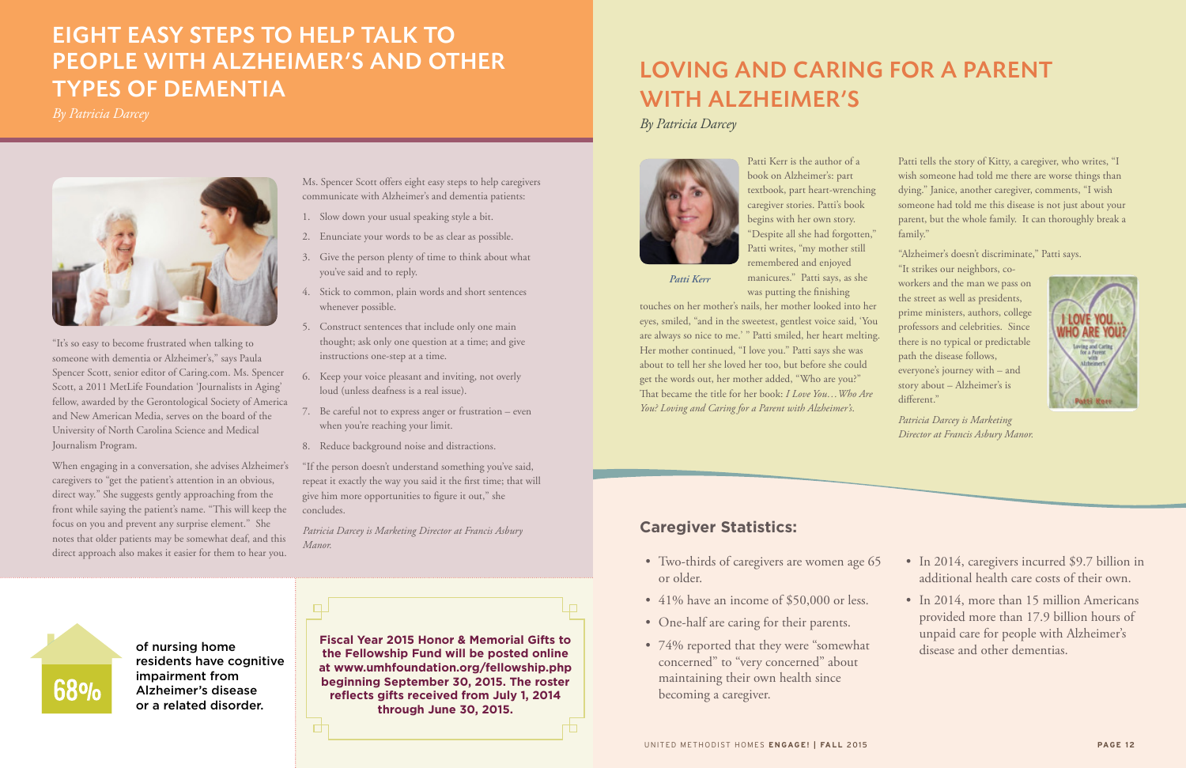# EIGHT EASY STEPS TO HELP TALK TO PEOPLE WITH ALZHEIMER'S AND OTHER TYPES OF DEMENTIA

*By Patricia Darcey*

"It's so easy to become frustrated when talking to someone with dementia or Alzheimer's," says Paula Spencer Scott, senior editor of Caring.com. Ms. Spencer Scott, a 2011 MetLife Foundation 'Journalists in Aging' fellow, awarded by the Gerontological Society of America and New American Media, serves on the board of the University of North Carolina Science and Medical Journalism Program.

When engaging in a conversation, she advises Alzheimer's caregivers to "get the patient's attention in an obvious, direct way." She suggests gently approaching from the front while saying the patient's name. "This will keep the focus on you and prevent any surprise element." She notes that older patients may be somewhat deaf, and this direct approach also makes it easier for them to hear you.

Ms. Spencer Scott offers eight easy steps to help caregivers communicate with Alzheimer's and dementia patients:

1. Slow down your usual speaking style a bit.
2. Enunciate your words to be as clear as possible.
3. Give the person plenty of time to think about what you've said and to reply.
4. Stick to common, plain words and short sentences whenever possible.
5. Construct sentences that include only one main thought; ask only one question at a time; and give instructions one-step at a time.
6. Keep your voice pleasant and inviting, not overly loud (unless deafness is a real issue).
7. Be careful not to express anger or frustration – even when you're reaching your limit.
8. Reduce background noise and distractions.

"If the person doesn't understand something you've said, repeat it exactly the way you said it the first time; that will give him more opportunities to figure it out," she concludes.

*Patricia Darcey is Marketing Director at Francis Asbury Manor.*

**68%** of nursing home residents have cognitive impairment from Alzheimer's disease or a related disorder.

**Fiscal Year 2015 Honor & Memorial Gifts to the Fellowship Fund will be posted online at www.umhfoundation.org/fellowship.php beginning September 30, 2015. The roster reflects gifts received from July 1, 2014 through June 30, 2015.**

# LOVING AND CARING FOR A PARENT WITH ALZHEIMER'S

*By Patricia Darcey*

*Patti Kerr*

Patti Kerr is the author of a book on Alzheimer's: part textbook, part heart-wrenching caregiver stories. Patti's book begins with her own story. "Despite all she had forgotten," Patti writes, "my mother still remembered and enjoyed manicures." Patti says, as she was putting the finishing touches on her mother's nails, her mother looked into her eyes, smiled, "and in the sweetest, gentlest voice said, 'You are always so nice to me.' " Patti smiled, her heart melting. Her mother continued, "I love you." Patti says she was about to tell her she loved her too, but before she could get the words out, her mother added, "Who are you?" That became the title for her book: *I Love You…Who Are You? Loving and Caring for a Parent with Alzheimer's.*

Patti tells the story of Kitty, a caregiver, who writes, "I wish someone had told me there are worse things than dying." Janice, another caregiver, comments, "I wish someone had told me this disease is not just about your parent, but the whole family. It can thoroughly break a family."

"Alzheimer's doesn't discriminate," Patti says. "It strikes our neighbors, co-workers and the man we pass on the street as well as presidents, prime ministers, authors, college professors and celebrities. Since there is no typical or predictable path the disease follows, everyone's journey with – and story about – Alzheimer's is different."

*Patricia Darcey is Marketing Director at Francis Asbury Manor.*

## Caregiver Statistics:

- Two-thirds of caregivers are women age 65 or older.
- 41% have an income of $50,000 or less.
- One-half are caring for their parents.
- 74% reported that they were "somewhat concerned" to "very concerned" about maintaining their own health since becoming a caregiver.
- In 2014, caregivers incurred $9.7 billion in additional health care costs of their own.
- In 2014, more than 15 million Americans provided more than 17.9 billion hours of unpaid care for people with Alzheimer's disease and other dementias.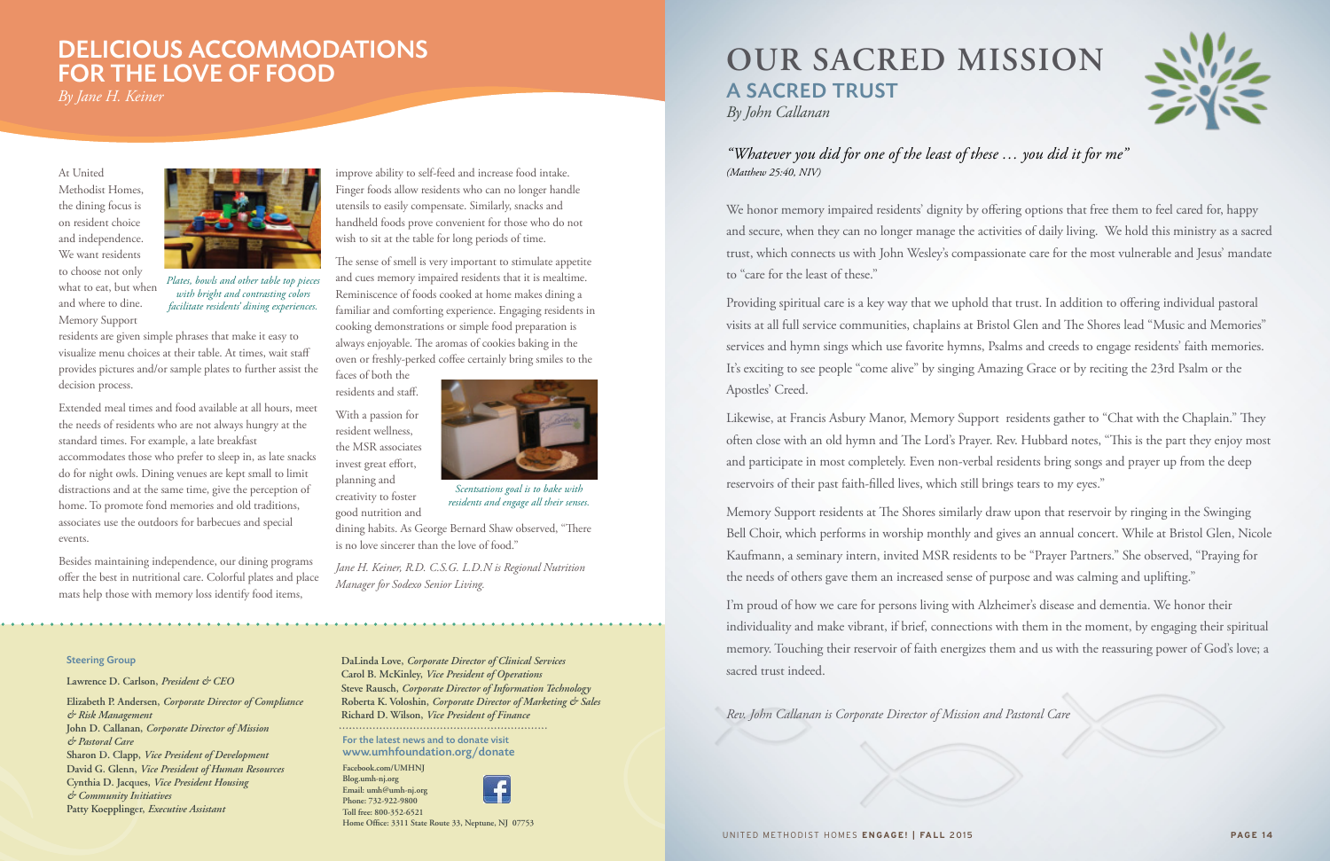## DELICIOUS ACCOMMODATIONS FOR THE LOVE OF FOOD

*By Jane H. Keiner*

At United Methodist Homes, the dining focus is on resident choice and independence. We want residents to choose not only what to eat, but when and where to dine. Memory Support residents are given simple phrases that make it easy to visualize menu choices at their table. At times, wait staff provides pictures and/or sample plates to further assist the decision process.

*Plates, bowls and other table top pieces with bright and contrasting colors facilitate residents' dining experiences.*

Extended meal times and food available at all hours, meet the needs of residents who are not always hungry at the standard times. For example, a late breakfast accommodates those who prefer to sleep in, as late snacks do for night owls. Dining venues are kept small to limit distractions and at the same time, give the perception of home. To promote fond memories and old traditions, associates use the outdoors for barbecues and special events.

Besides maintaining independence, our dining programs offer the best in nutritional care. Colorful plates and place mats help those with memory loss identify food items, improve ability to self-feed and increase food intake. Finger foods allow residents who can no longer handle utensils to easily compensate. Similarly, snacks and handheld foods prove convenient for those who do not wish to sit at the table for long periods of time.

The sense of smell is very important to stimulate appetite and cues memory impaired residents that it is mealtime. Reminiscence of foods cooked at home makes dining a familiar and comforting experience. Engaging residents in cooking demonstrations or simple food preparation is always enjoyable. The aromas of cookies baking in the oven or freshly-perked coffee certainly bring smiles to the faces of both the residents and staff.

*Scentsations goal is to bake with residents and engage all their senses.*

With a passion for resident wellness, the MSR associates invest great effort, planning and creativity to foster good nutrition and dining habits. As George Bernard Shaw observed, "There is no love sincerer than the love of food."

*Jane H. Keiner, R.D. C.S.G. L.D.N is Regional Nutrition Manager for Sodexo Senior Living.*

---

**Steering Group**

**Lawrence D. Carlson,** *President & CEO*

**Elizabeth P. Andersen,** *Corporate Director of Compliance & Risk Management*
**John D. Callanan,** *Corporate Director of Mission & Pastoral Care*
**Sharon D. Clapp,** *Vice President of Development*
**David G. Glenn,** *Vice President of Human Resources*
**Cynthia D. Jacques,** *Vice President Housing & Community Initiatives*
**Patty Koepplinger,** *Executive Assistant*
**DaLinda Love,** *Corporate Director of Clinical Services*
**Carol B. McKinley,** *Vice President of Operations*
**Steve Rausch,** *Corporate Director of Information Technology*
**Roberta K. Voloshin,** *Corporate Director of Marketing & Sales*
**Richard D. Wilson,** *Vice President of Finance*

For the latest news and to donate visit
**www.umhfoundation.org/donate**

Facebook.com/UMHNJ
Blog.umh-nj.org
Email: umh@umh-nj.org
Phone: 732-922-9800
Toll free: 800-352-6521
Home Office: 3311 State Route 33, Neptune, NJ 07753

---

# OUR SACRED MISSION

## A SACRED TRUST

*By John Callanan*

*"Whatever you did for one of the least of these … you did it for me"*
*(Matthew 25:40, NIV)*

We honor memory impaired residents' dignity by offering options that free them to feel cared for, happy and secure, when they can no longer manage the activities of daily living. We hold this ministry as a sacred trust, which connects us with John Wesley's compassionate care for the most vulnerable and Jesus' mandate to "care for the least of these."

Providing spiritual care is a key way that we uphold that trust. In addition to offering individual pastoral visits at all full service communities, chaplains at Bristol Glen and The Shores lead "Music and Memories" services and hymn sings which use favorite hymns, Psalms and creeds to engage residents' faith memories. It's exciting to see people "come alive" by singing Amazing Grace or by reciting the 23rd Psalm or the Apostles' Creed.

Likewise, at Francis Asbury Manor, Memory Support residents gather to "Chat with the Chaplain." They often close with an old hymn and The Lord's Prayer. Rev. Hubbard notes, "This is the part they enjoy most and participate in most completely. Even non-verbal residents bring songs and prayer up from the deep reservoirs of their past faith-filled lives, which still brings tears to my eyes."

Memory Support residents at The Shores similarly draw upon that reservoir by ringing in the Swinging Bell Choir, which performs in worship monthly and gives an annual concert. While at Bristol Glen, Nicole Kaufmann, a seminary intern, invited MSR residents to be "Prayer Partners." She observed, "Praying for the needs of others gave them an increased sense of purpose and was calming and uplifting."

I'm proud of how we care for persons living with Alzheimer's disease and dementia. We honor their individuality and make vibrant, if brief, connections with them in the moment, by engaging their spiritual memory. Touching their reservoir of faith energizes them and us with the reassuring power of God's love; a sacred trust indeed.

*Rev. John Callanan is Corporate Director of Mission and Pastoral Care*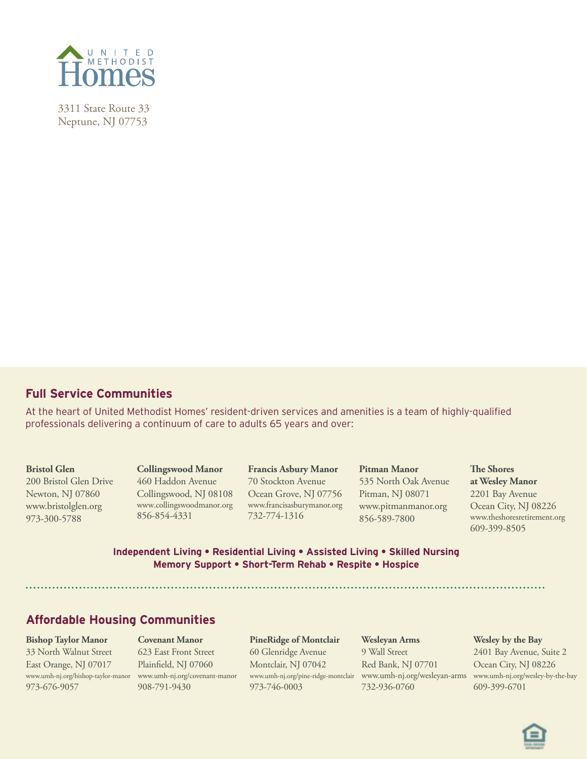United Methodist Homes

3311 State Route 33
Neptune, NJ 07753

## Full Service Communities

At the heart of United Methodist Homes' resident-driven services and amenities is a team of highly-qualified professionals delivering a continuum of care to adults 65 years and over:

**Bristol Glen**
200 Bristol Glen Drive
Newton, NJ 07860
www.bristolglen.org
973-300-5788

**Collingswood Manor**
460 Haddon Avenue
Collingswood, NJ 08108
www.collingswoodmanor.org
856-854-4331

**Francis Asbury Manor**
70 Stockton Avenue
Ocean Grove, NJ 07756
www.francisasburymanor.org
732-774-1316

**Pitman Manor**
535 North Oak Avenue
Pitman, NJ 08071
www.pitmanmanor.org
856-589-7800

**The Shores at Wesley Manor**
2201 Bay Avenue
Ocean City, NJ 08226
www.theshoresretirement.org
609-399-8505

**Independent Living • Residential Living • Assisted Living • Skilled Nursing**
**Memory Support • Short-Term Rehab • Respite • Hospice**

## Affordable Housing Communities

**Bishop Taylor Manor**
33 North Walnut Street
East Orange, NJ 07017
www.umh-nj.org/bishop-taylor-manor
973-676-9057

**Covenant Manor**
623 East Front Street
Plainfield, NJ 07060
www.umh-nj.org/covenant-manor
908-791-9430

**PineRidge of Montclair**
60 Glenridge Avenue
Montclair, NJ 07042
www.umh-nj.org/pine-ridge-montclair
973-746-0003

**Wesleyan Arms**
9 Wall Street
Red Bank, NJ 07701
www.umh-nj.org/wesleyan-arms
732-936-0760

**Wesley by the Bay**
2401 Bay Avenue, Suite 2
Ocean City, NJ 08226
www.umh-nj.org/wesley-by-the-bay
609-399-6701